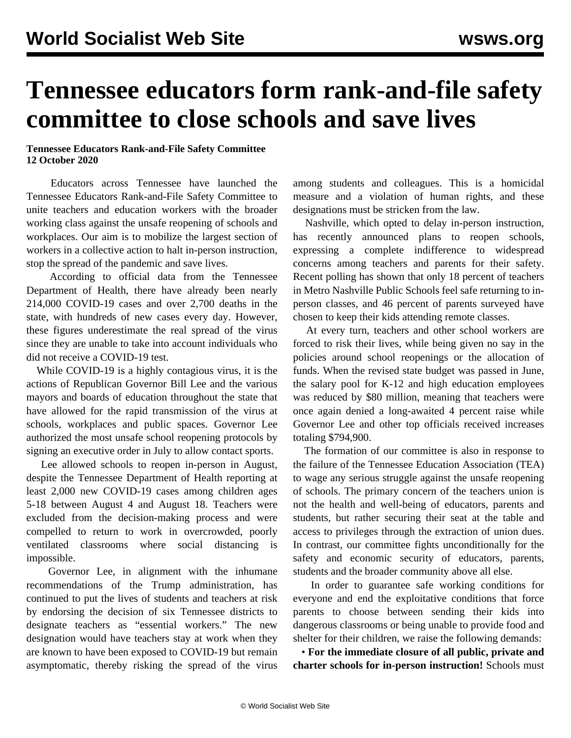# Tennessee educators form rank-and-file safety committee to close schools and save lives

**Tennessee Educators Rank-and-File Safety Committee**
**12 October 2020**

Educators across Tennessee have launched the Tennessee Educators Rank-and-File Safety Committee to unite teachers and education workers with the broader working class against the unsafe reopening of schools and workplaces. Our aim is to mobilize the largest section of workers in a collective action to halt in-person instruction, stop the spread of the pandemic and save lives.

According to official data from the Tennessee Department of Health, there have already been nearly 214,000 COVID-19 cases and over 2,700 deaths in the state, with hundreds of new cases every day. However, these figures underestimate the real spread of the virus since they are unable to take into account individuals who did not receive a COVID-19 test.

While COVID-19 is a highly contagious virus, it is the actions of Republican Governor Bill Lee and the various mayors and boards of education throughout the state that have allowed for the rapid transmission of the virus at schools, workplaces and public spaces. Governor Lee authorized the most unsafe school reopening protocols by signing an executive order in July to allow contact sports.

Lee allowed schools to reopen in-person in August, despite the Tennessee Department of Health reporting at least 2,000 new COVID-19 cases among children ages 5-18 between August 4 and August 18. Teachers were excluded from the decision-making process and were compelled to return to work in overcrowded, poorly ventilated classrooms where social distancing is impossible.

Governor Lee, in alignment with the inhumane recommendations of the Trump administration, has continued to put the lives of students and teachers at risk by endorsing the decision of six Tennessee districts to designate teachers as "essential workers." The new designation would have teachers stay at work when they are known to have been exposed to COVID-19 but remain asymptomatic, thereby risking the spread of the virus among students and colleagues. This is a homicidal measure and a violation of human rights, and these designations must be stricken from the law.

Nashville, which opted to delay in-person instruction, has recently announced plans to reopen schools, expressing a complete indifference to widespread concerns among teachers and parents for their safety. Recent polling has shown that only 18 percent of teachers in Metro Nashville Public Schools feel safe returning to in-person classes, and 46 percent of parents surveyed have chosen to keep their kids attending remote classes.

At every turn, teachers and other school workers are forced to risk their lives, while being given no say in the policies around school reopenings or the allocation of funds. When the revised state budget was passed in June, the salary pool for K-12 and high education employees was reduced by $80 million, meaning that teachers were once again denied a long-awaited 4 percent raise while Governor Lee and other top officials received increases totaling $794,900.

The formation of our committee is also in response to the failure of the Tennessee Education Association (TEA) to wage any serious struggle against the unsafe reopening of schools. The primary concern of the teachers union is not the health and well-being of educators, parents and students, but rather securing their seat at the table and access to privileges through the extraction of union dues. In contrast, our committee fights unconditionally for the safety and economic security of educators, parents, students and the broader community above all else.

In order to guarantee safe working conditions for everyone and end the exploitative conditions that force parents to choose between sending their kids into dangerous classrooms or being unable to provide food and shelter for their children, we raise the following demands:

- **For the immediate closure of all public, private and charter schools for in-person instruction!** Schools must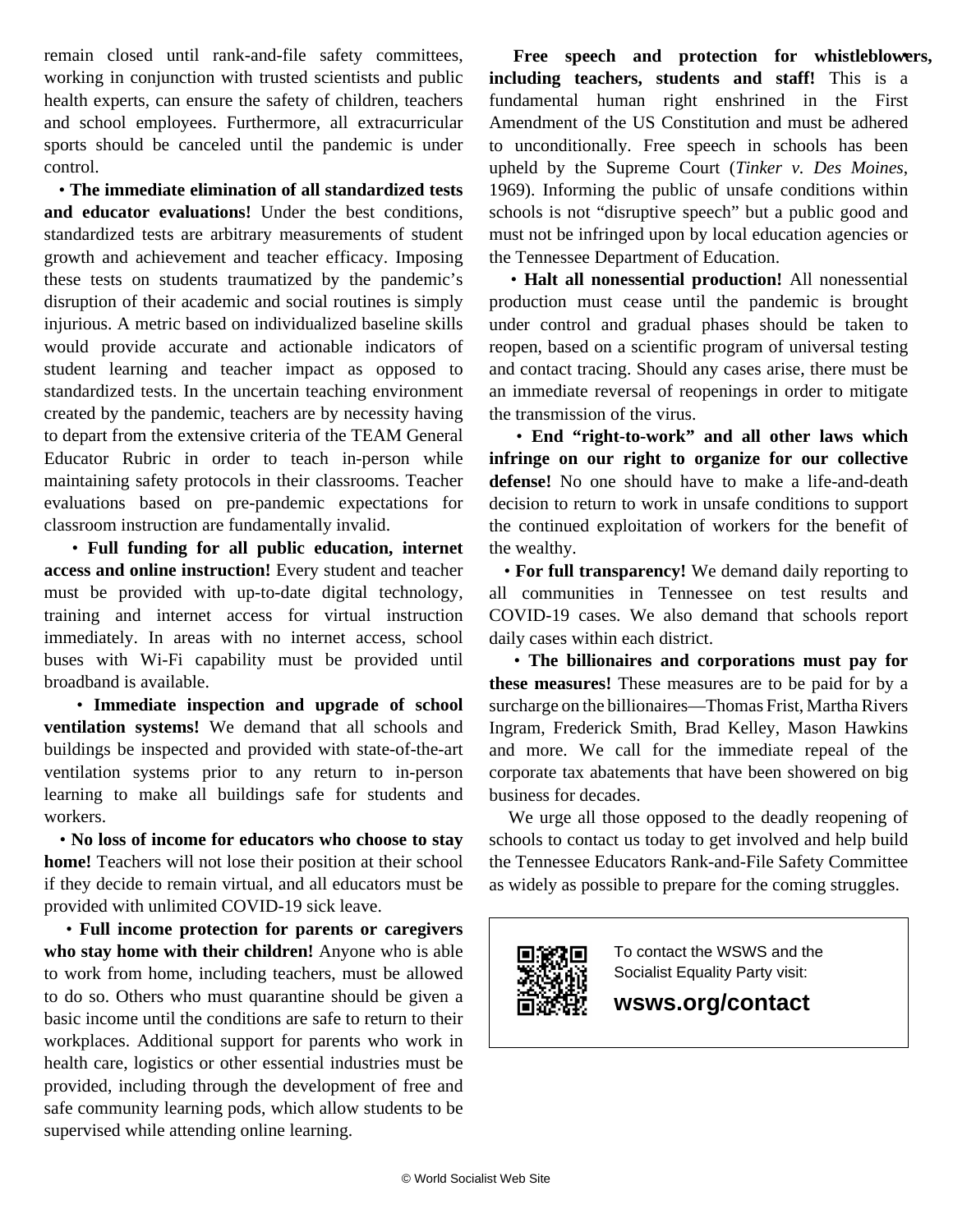remain closed until rank-and-file safety committees, working in conjunction with trusted scientists and public health experts, can ensure the safety of children, teachers and school employees. Furthermore, all extracurricular sports should be canceled until the pandemic is under control.

• **The immediate elimination of all standardized tests and educator evaluations!** Under the best conditions, standardized tests are arbitrary measurements of student growth and achievement and teacher efficacy. Imposing these tests on students traumatized by the pandemic's disruption of their academic and social routines is simply injurious. A metric based on individualized baseline skills would provide accurate and actionable indicators of student learning and teacher impact as opposed to standardized tests. In the uncertain teaching environment created by the pandemic, teachers are by necessity having to depart from the extensive criteria of the TEAM General Educator Rubric in order to teach in-person while maintaining safety protocols in their classrooms. Teacher evaluations based on pre-pandemic expectations for classroom instruction are fundamentally invalid.

• **Full funding for all public education, internet access and online instruction!** Every student and teacher must be provided with up-to-date digital technology, training and internet access for virtual instruction immediately. In areas with no internet access, school buses with Wi-Fi capability must be provided until broadband is available.

• **Immediate inspection and upgrade of school ventilation systems!** We demand that all schools and buildings be inspected and provided with state-of-the-art ventilation systems prior to any return to in-person learning to make all buildings safe for students and workers.

• **No loss of income for educators who choose to stay home!** Teachers will not lose their position at their school if they decide to remain virtual, and all educators must be provided with unlimited COVID-19 sick leave.

• **Full income protection for parents or caregivers who stay home with their children!** Anyone who is able to work from home, including teachers, must be allowed to do so. Others who must quarantine should be given a basic income until the conditions are safe to return to their workplaces. Additional support for parents who work in health care, logistics or other essential industries must be provided, including through the development of free and safe community learning pods, which allow students to be supervised while attending online learning.

• **Free speech and protection for whistleblowers, including teachers, students and staff!** This is a fundamental human right enshrined in the First Amendment of the US Constitution and must be adhered to unconditionally. Free speech in schools has been upheld by the Supreme Court (*Tinker v. Des Moines*, 1969). Informing the public of unsafe conditions within schools is not "disruptive speech" but a public good and must not be infringed upon by local education agencies or the Tennessee Department of Education.

• **Halt all nonessential production!** All nonessential production must cease until the pandemic is brought under control and gradual phases should be taken to reopen, based on a scientific program of universal testing and contact tracing. Should any cases arise, there must be an immediate reversal of reopenings in order to mitigate the transmission of the virus.

• **End "right-to-work" and all other laws which infringe on our right to organize for our collective defense!** No one should have to make a life-and-death decision to return to work in unsafe conditions to support the continued exploitation of workers for the benefit of the wealthy.

• **For full transparency!** We demand daily reporting to all communities in Tennessee on test results and COVID-19 cases. We also demand that schools report daily cases within each district.

• **The billionaires and corporations must pay for these measures!** These measures are to be paid for by a surcharge on the billionaires—Thomas Frist, Martha Rivers Ingram, Frederick Smith, Brad Kelley, Mason Hawkins and more. We call for the immediate repeal of the corporate tax abatements that have been showered on big business for decades.

We urge all those opposed to the deadly reopening of schools to contact us today to get involved and help build the Tennessee Educators Rank-and-File Safety Committee as widely as possible to prepare for the coming struggles.

To contact the WSWS and the Socialist Equality Party visit:

**wsws.org/contact**